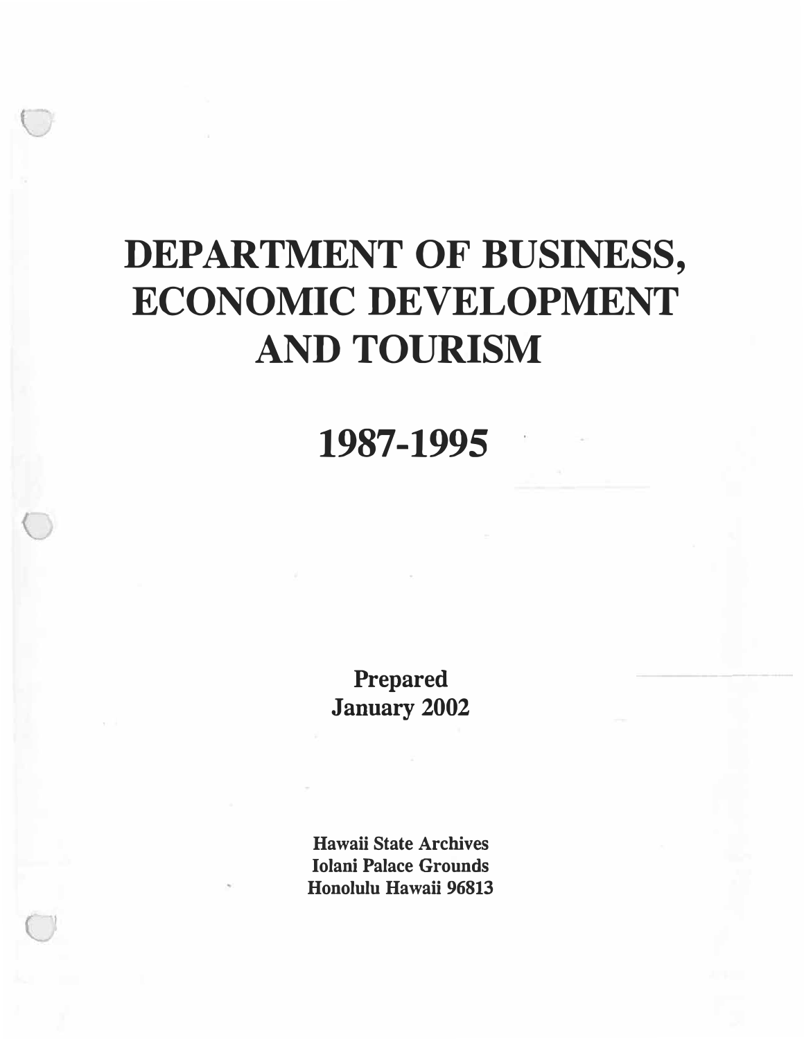# DEPARTMENT OF BUSINESS, ECONOMIC DEVELOPMENT AND TOURISM

# 1987-1995

**Prepared**
**January 2002**

**Hawaii State Archives**
**Iolani Palace Grounds**
**Honolulu Hawaii 96813**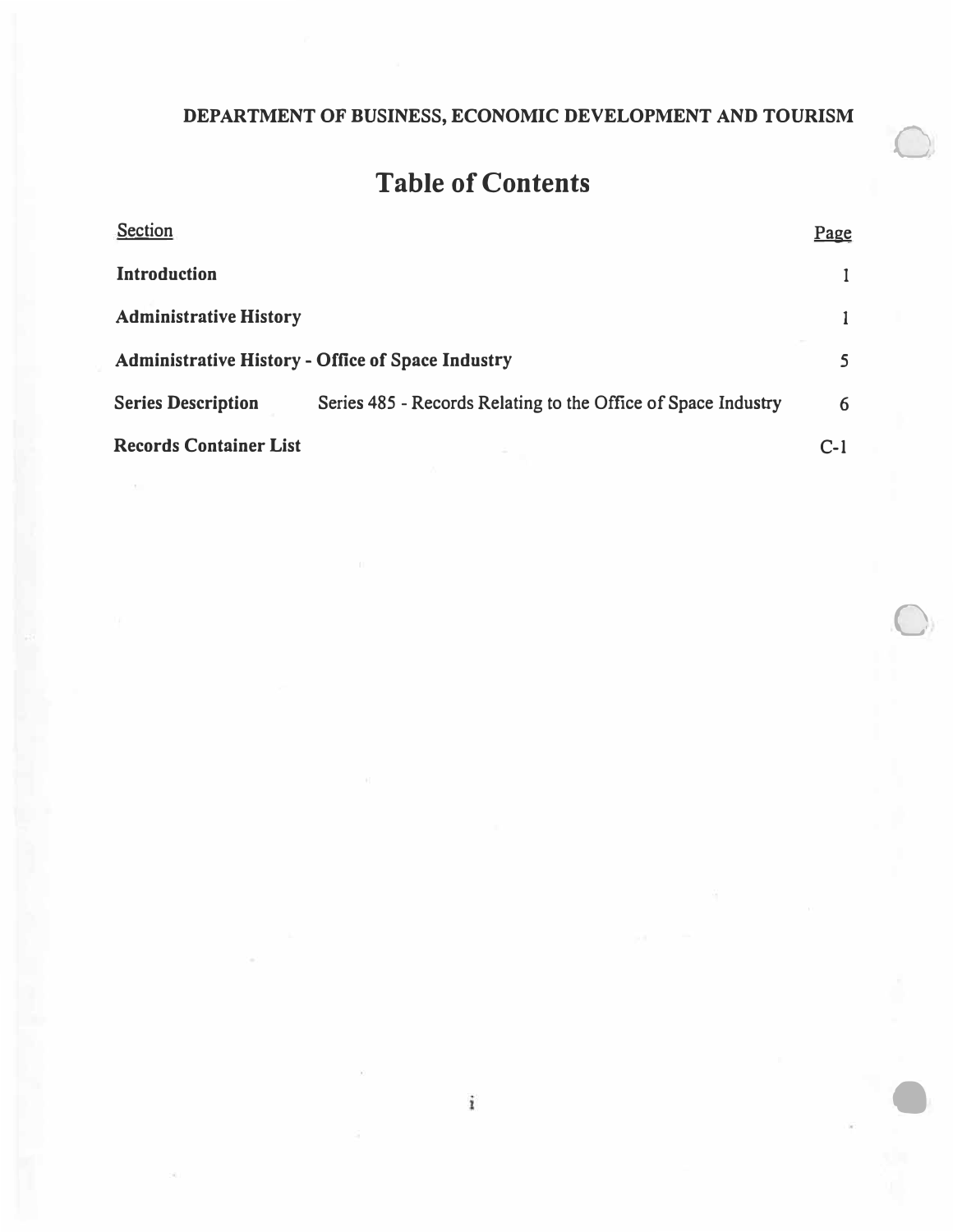**DEPARTMENT OF BUSINESS, ECONOMIC DEVELOPMENT AND TOURISM**

# Table of Contents

| Section | | Page |
|---|---|---|
| **Introduction** | | 1 |
| **Administrative History** | | 1 |
| **Administrative History - Office of Space Industry** | | 5 |
| **Series Description** | Series 485 - Records Relating to the Office of Space Industry | 6 |
| **Records Container List** | | C-1 |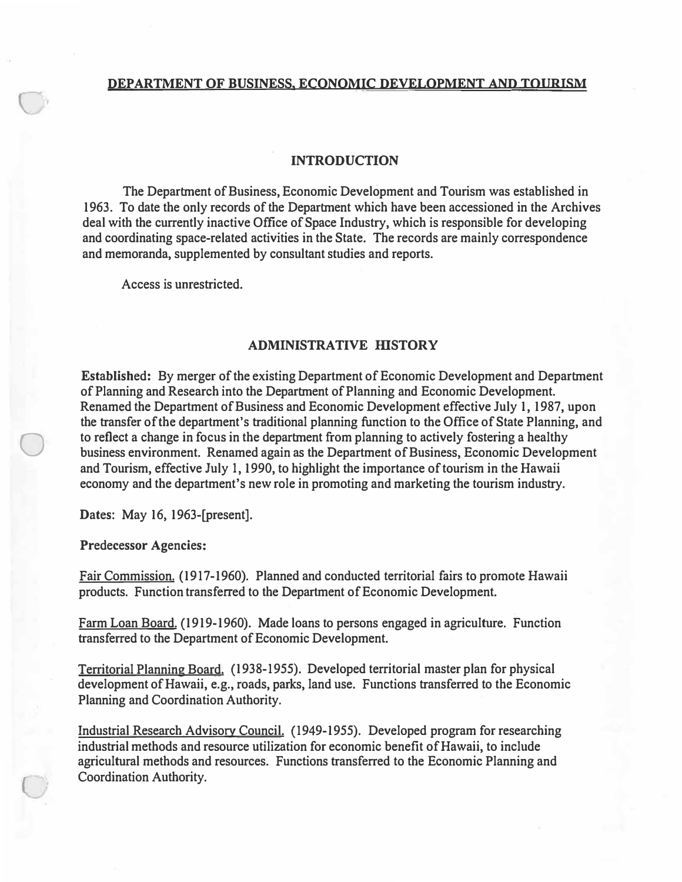# DEPARTMENT OF BUSINESS, ECONOMIC DEVELOPMENT AND TOURISM

## INTRODUCTION

The Department of Business, Economic Development and Tourism was established in 1963. To date the only records of the Department which have been accessioned in the Archives deal with the currently inactive Office of Space Industry, which is responsible for developing and coordinating space-related activities in the State. The records are mainly correspondence and memoranda, supplemented by consultant studies and reports.

Access is unrestricted.

## ADMINISTRATIVE HISTORY

**Established:** By merger of the existing Department of Economic Development and Department of Planning and Research into the Department of Planning and Economic Development. Renamed the Department of Business and Economic Development effective July 1, 1987, upon the transfer of the department's traditional planning function to the Office of State Planning, and to reflect a change in focus in the department from planning to actively fostering a healthy business environment. Renamed again as the Department of Business, Economic Development and Tourism, effective July 1, 1990, to highlight the importance of tourism in the Hawaii economy and the department's new role in promoting and marketing the tourism industry.

**Dates:** May 16, 1963-[present].

**Predecessor Agencies:**

<u>Fair Commission.</u> (1917-1960). Planned and conducted territorial fairs to promote Hawaii products. Function transferred to the Department of Economic Development.

<u>Farm Loan Board.</u> (1919-1960). Made loans to persons engaged in agriculture. Function transferred to the Department of Economic Development.

<u>Territorial Planning Board.</u> (1938-1955). Developed territorial master plan for physical development of Hawaii, e.g., roads, parks, land use. Functions transferred to the Economic Planning and Coordination Authority.

<u>Industrial Research Advisory Council.</u> (1949-1955). Developed program for researching industrial methods and resource utilization for economic benefit of Hawaii, to include agricultural methods and resources. Functions transferred to the Economic Planning and Coordination Authority.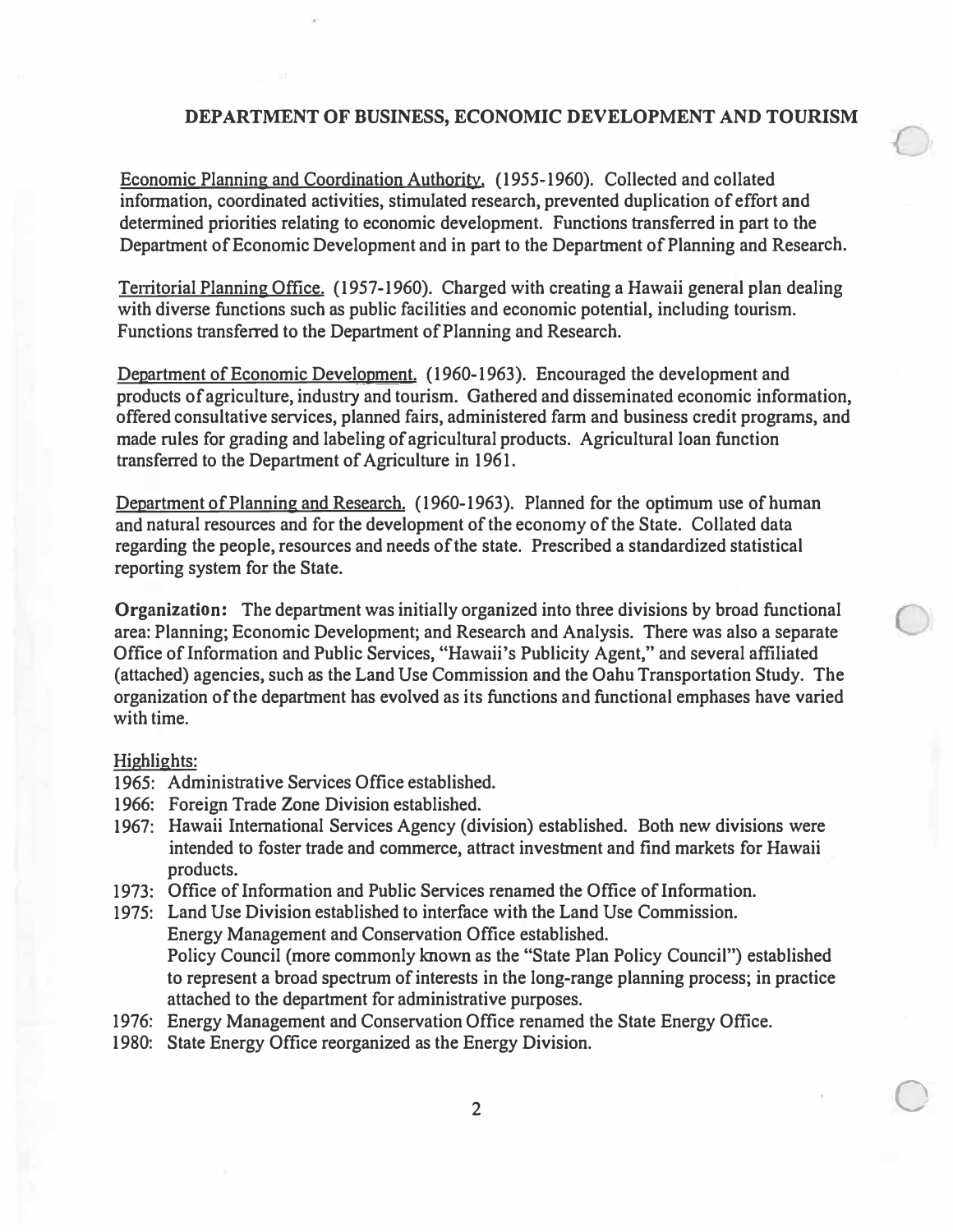## DEPARTMENT OF BUSINESS, ECONOMIC DEVELOPMENT AND TOURISM

Economic Planning and Coordination Authority. (1955-1960). Collected and collated information, coordinated activities, stimulated research, prevented duplication of effort and determined priorities relating to economic development. Functions transferred in part to the Department of Economic Development and in part to the Department of Planning and Research.

Territorial Planning Office. (1957-1960). Charged with creating a Hawaii general plan dealing with diverse functions such as public facilities and economic potential, including tourism. Functions transferred to the Department of Planning and Research.

Department of Economic Development. (1960-1963). Encouraged the development and products of agriculture, industry and tourism. Gathered and disseminated economic information, offered consultative services, planned fairs, administered farm and business credit programs, and made rules for grading and labeling of agricultural products. Agricultural loan function transferred to the Department of Agriculture in 1961.

Department of Planning and Research. (1960-1963). Planned for the optimum use of human and natural resources and for the development of the economy of the State. Collated data regarding the people, resources and needs of the state. Prescribed a standardized statistical reporting system for the State.

**Organization:** The department was initially organized into three divisions by broad functional area: Planning; Economic Development; and Research and Analysis. There was also a separate Office of Information and Public Services, "Hawaii's Publicity Agent," and several affiliated (attached) agencies, such as the Land Use Commission and the Oahu Transportation Study. The organization of the department has evolved as its functions and functional emphases have varied with time.

Highlights:

- 1965: Administrative Services Office established.
- 1966: Foreign Trade Zone Division established.
- 1967: Hawaii International Services Agency (division) established. Both new divisions were intended to foster trade and commerce, attract investment and find markets for Hawaii products.
- 1973: Office of Information and Public Services renamed the Office of Information.
- 1975: Land Use Division established to interface with the Land Use Commission.
  Energy Management and Conservation Office established.
  Policy Council (more commonly known as the "State Plan Policy Council") established to represent a broad spectrum of interests in the long-range planning process; in practice attached to the department for administrative purposes.
- 1976: Energy Management and Conservation Office renamed the State Energy Office.
- 1980: State Energy Office reorganized as the Energy Division.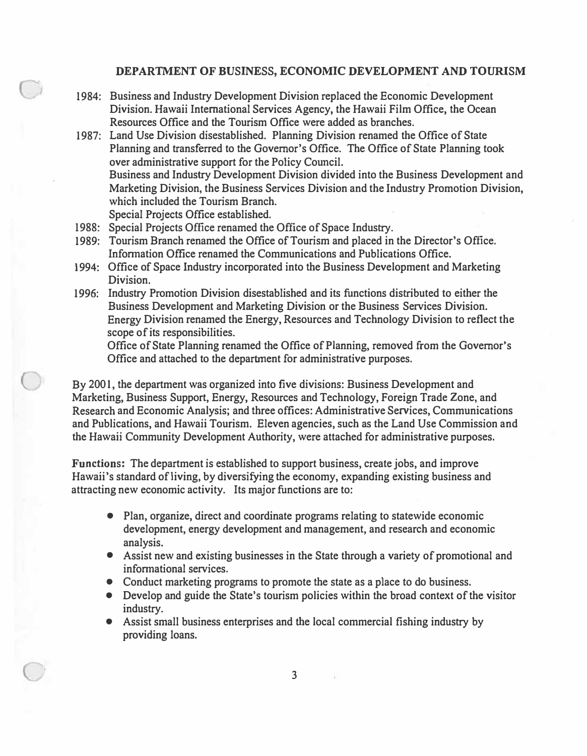## DEPARTMENT OF BUSINESS, ECONOMIC DEVELOPMENT AND TOURISM

1984: Business and Industry Development Division replaced the Economic Development Division. Hawaii International Services Agency, the Hawaii Film Office, the Ocean Resources Office and the Tourism Office were added as branches.

1987: Land Use Division disestablished. Planning Division renamed the Office of State Planning and transferred to the Governor's Office. The Office of State Planning took over administrative support for the Policy Council.
Business and Industry Development Division divided into the Business Development and Marketing Division, the Business Services Division and the Industry Promotion Division, which included the Tourism Branch.
Special Projects Office established.

1988: Special Projects Office renamed the Office of Space Industry.

1989: Tourism Branch renamed the Office of Tourism and placed in the Director's Office. Information Office renamed the Communications and Publications Office.

1994: Office of Space Industry incorporated into the Business Development and Marketing Division.

1996: Industry Promotion Division disestablished and its functions distributed to either the Business Development and Marketing Division or the Business Services Division. Energy Division renamed the Energy, Resources and Technology Division to reflect the scope of its responsibilities.
Office of State Planning renamed the Office of Planning, removed from the Governor's Office and attached to the department for administrative purposes.

By 2001, the department was organized into five divisions: Business Development and Marketing, Business Support, Energy, Resources and Technology, Foreign Trade Zone, and Research and Economic Analysis; and three offices: Administrative Services, Communications and Publications, and Hawaii Tourism. Eleven agencies, such as the Land Use Commission and the Hawaii Community Development Authority, were attached for administrative purposes.

**Functions:** The department is established to support business, create jobs, and improve Hawaii's standard of living, by diversifying the economy, expanding existing business and attracting new economic activity. Its major functions are to:

- Plan, organize, direct and coordinate programs relating to statewide economic development, energy development and management, and research and economic analysis.
- Assist new and existing businesses in the State through a variety of promotional and informational services.
- Conduct marketing programs to promote the state as a place to do business.
- Develop and guide the State's tourism policies within the broad context of the visitor industry.
- Assist small business enterprises and the local commercial fishing industry by providing loans.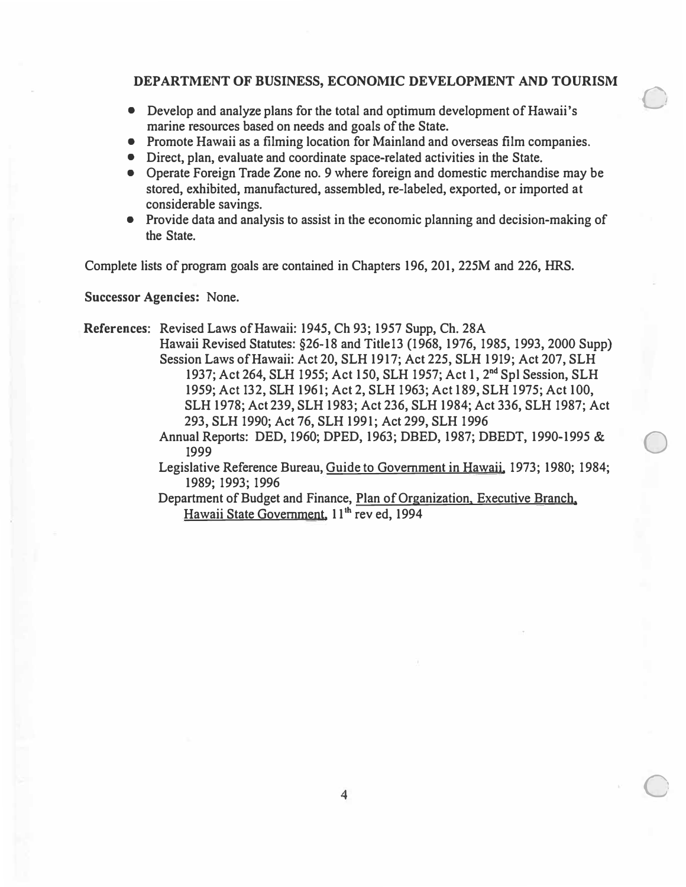## DEPARTMENT OF BUSINESS, ECONOMIC DEVELOPMENT AND TOURISM

- Develop and analyze plans for the total and optimum development of Hawaii's marine resources based on needs and goals of the State.
- Promote Hawaii as a filming location for Mainland and overseas film companies.
- Direct, plan, evaluate and coordinate space-related activities in the State.
- Operate Foreign Trade Zone no. 9 where foreign and domestic merchandise may be stored, exhibited, manufactured, assembled, re-labeled, exported, or imported at considerable savings.
- Provide data and analysis to assist in the economic planning and decision-making of the State.

Complete lists of program goals are contained in Chapters 196, 201, 225M and 226, HRS.

**Successor Agencies:** None.

**References:** Revised Laws of Hawaii: 1945, Ch 93; 1957 Supp, Ch. 28A
Hawaii Revised Statutes: §26-18 and Title13 (1968, 1976, 1985, 1993, 2000 Supp)
Session Laws of Hawaii: Act 20, SLH 1917; Act 225, SLH 1919; Act 207, SLH 1937; Act 264, SLH 1955; Act 150, SLH 1957; Act 1, 2nd Spl Session, SLH 1959; Act 132, SLH 1961; Act 2, SLH 1963; Act 189, SLH 1975; Act 100, SLH 1978; Act 239, SLH 1983; Act 236, SLH 1984; Act 336, SLH 1987; Act 293, SLH 1990; Act 76, SLH 1991; Act 299, SLH 1996
Annual Reports: DED, 1960; DPED, 1963; DBED, 1987; DBEDT, 1990-1995 & 1999
Legislative Reference Bureau, Guide to Government in Hawaii, 1973; 1980; 1984; 1989; 1993; 1996
Department of Budget and Finance, Plan of Organization, Executive Branch, Hawaii State Government, 11th rev ed, 1994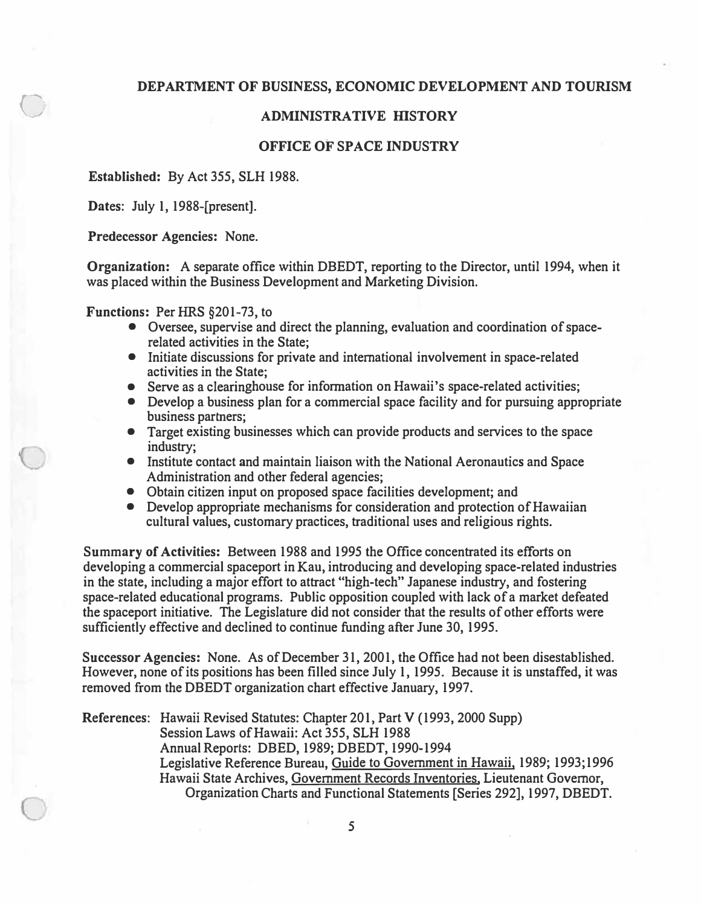# DEPARTMENT OF BUSINESS, ECONOMIC DEVELOPMENT AND TOURISM

## ADMINISTRATIVE HISTORY

## OFFICE OF SPACE INDUSTRY

**Established:** By Act 355, SLH 1988.

**Dates:** July 1, 1988-[present].

**Predecessor Agencies:** None.

**Organization:** A separate office within DBEDT, reporting to the Director, until 1994, when it was placed within the Business Development and Marketing Division.

**Functions:** Per HRS §201-73, to

- Oversee, supervise and direct the planning, evaluation and coordination of space-related activities in the State;
- Initiate discussions for private and international involvement in space-related activities in the State;
- Serve as a clearinghouse for information on Hawaii's space-related activities;
- Develop a business plan for a commercial space facility and for pursuing appropriate business partners;
- Target existing businesses which can provide products and services to the space industry;
- Institute contact and maintain liaison with the National Aeronautics and Space Administration and other federal agencies;
- Obtain citizen input on proposed space facilities development; and
- Develop appropriate mechanisms for consideration and protection of Hawaiian cultural values, customary practices, traditional uses and religious rights.

**Summary of Activities:** Between 1988 and 1995 the Office concentrated its efforts on developing a commercial spaceport in Kau, introducing and developing space-related industries in the state, including a major effort to attract "high-tech" Japanese industry, and fostering space-related educational programs. Public opposition coupled with lack of a market defeated the spaceport initiative. The Legislature did not consider that the results of other efforts were sufficiently effective and declined to continue funding after June 30, 1995.

**Successor Agencies:** None. As of December 31, 2001, the Office had not been disestablished. However, none of its positions has been filled since July 1, 1995. Because it is unstaffed, it was removed from the DBEDT organization chart effective January, 1997.

References: Hawaii Revised Statutes: Chapter 201, Part V (1993, 2000 Supp)
Session Laws of Hawaii: Act 355, SLH 1988
Annual Reports: DBED, 1989; DBEDT, 1990-1994
Legislative Reference Bureau, Guide to Government in Hawaii, 1989; 1993;1996
Hawaii State Archives, Government Records Inventories, Lieutenant Governor, Organization Charts and Functional Statements [Series 292], 1997, DBEDT.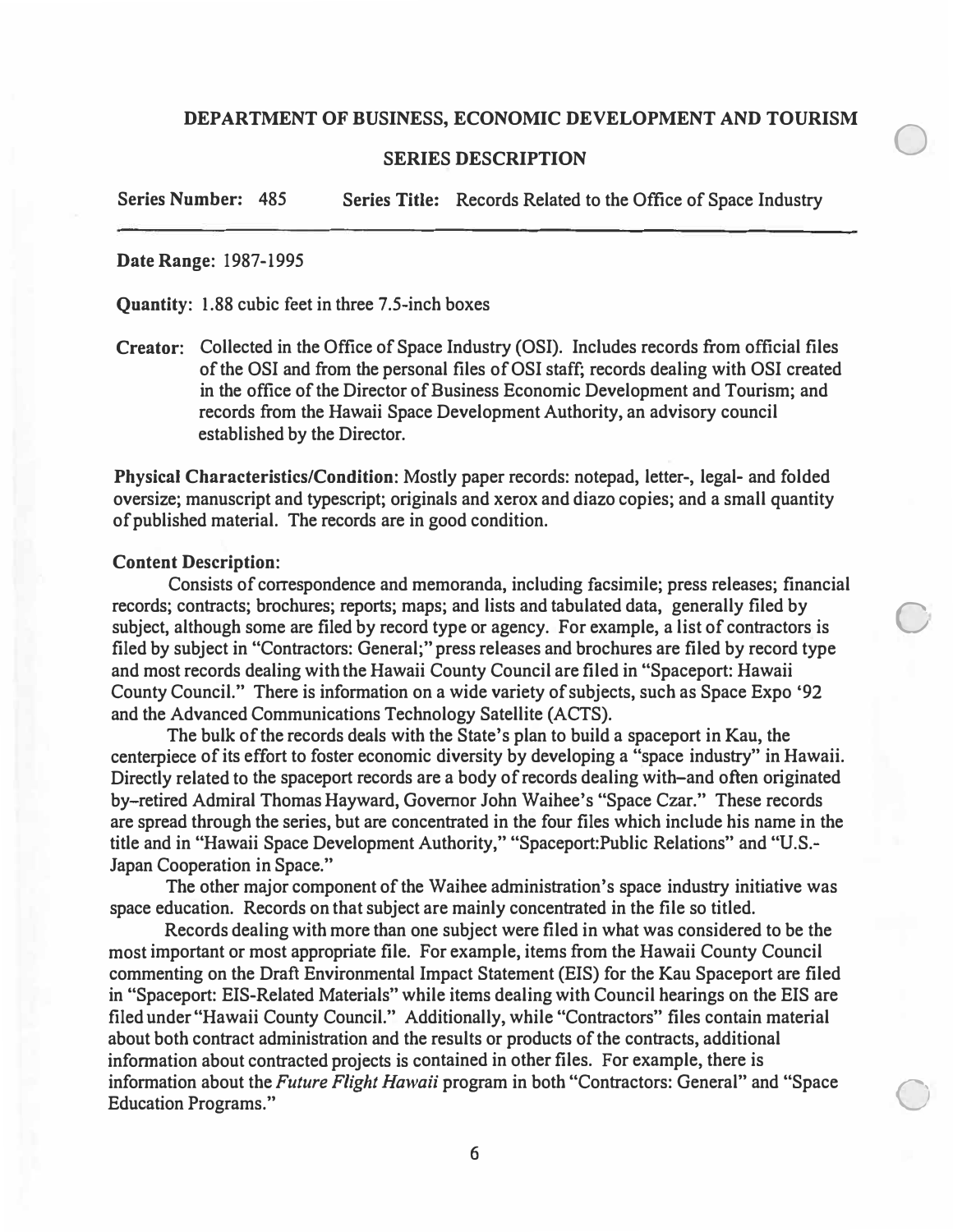## DEPARTMENT OF BUSINESS, ECONOMIC DEVELOPMENT AND TOURISM

### SERIES DESCRIPTION

**Series Number:** 485 **Series Title:** Records Related to the Office of Space Industry

---

**Date Range:** 1987-1995

**Quantity:** 1.88 cubic feet in three 7.5-inch boxes

**Creator:** Collected in the Office of Space Industry (OSI). Includes records from official files of the OSI and from the personal files of OSI staff; records dealing with OSI created in the office of the Director of Business Economic Development and Tourism; and records from the Hawaii Space Development Authority, an advisory council established by the Director.

**Physical Characteristics/Condition:** Mostly paper records: notepad, letter-, legal- and folded oversize; manuscript and typescript; originals and xerox and diazo copies; and a small quantity of published material. The records are in good condition.

**Content Description:**

Consists of correspondence and memoranda, including facsimile; press releases; financial records; contracts; brochures; reports; maps; and lists and tabulated data, generally filed by subject, although some are filed by record type or agency. For example, a list of contractors is filed by subject in "Contractors: General;" press releases and brochures are filed by record type and most records dealing with the Hawaii County Council are filed in "Spaceport: Hawaii County Council." There is information on a wide variety of subjects, such as Space Expo '92 and the Advanced Communications Technology Satellite (ACTS).

The bulk of the records deals with the State's plan to build a spaceport in Kau, the centerpiece of its effort to foster economic diversity by developing a "space industry" in Hawaii. Directly related to the spaceport records are a body of records dealing with–and often originated by–retired Admiral Thomas Hayward, Governor John Waihee's "Space Czar." These records are spread through the series, but are concentrated in the four files which include his name in the title and in "Hawaii Space Development Authority," "Spaceport:Public Relations" and "U.S.-Japan Cooperation in Space."

The other major component of the Waihee administration's space industry initiative was space education. Records on that subject are mainly concentrated in the file so titled.

Records dealing with more than one subject were filed in what was considered to be the most important or most appropriate file. For example, items from the Hawaii County Council commenting on the Draft Environmental Impact Statement (EIS) for the Kau Spaceport are filed in "Spaceport: EIS-Related Materials" while items dealing with Council hearings on the EIS are filed under "Hawaii County Council." Additionally, while "Contractors" files contain material about both contract administration and the results or products of the contracts, additional information about contracted projects is contained in other files. For example, there is information about the *Future Flight Hawaii* program in both "Contractors: General" and "Space Education Programs."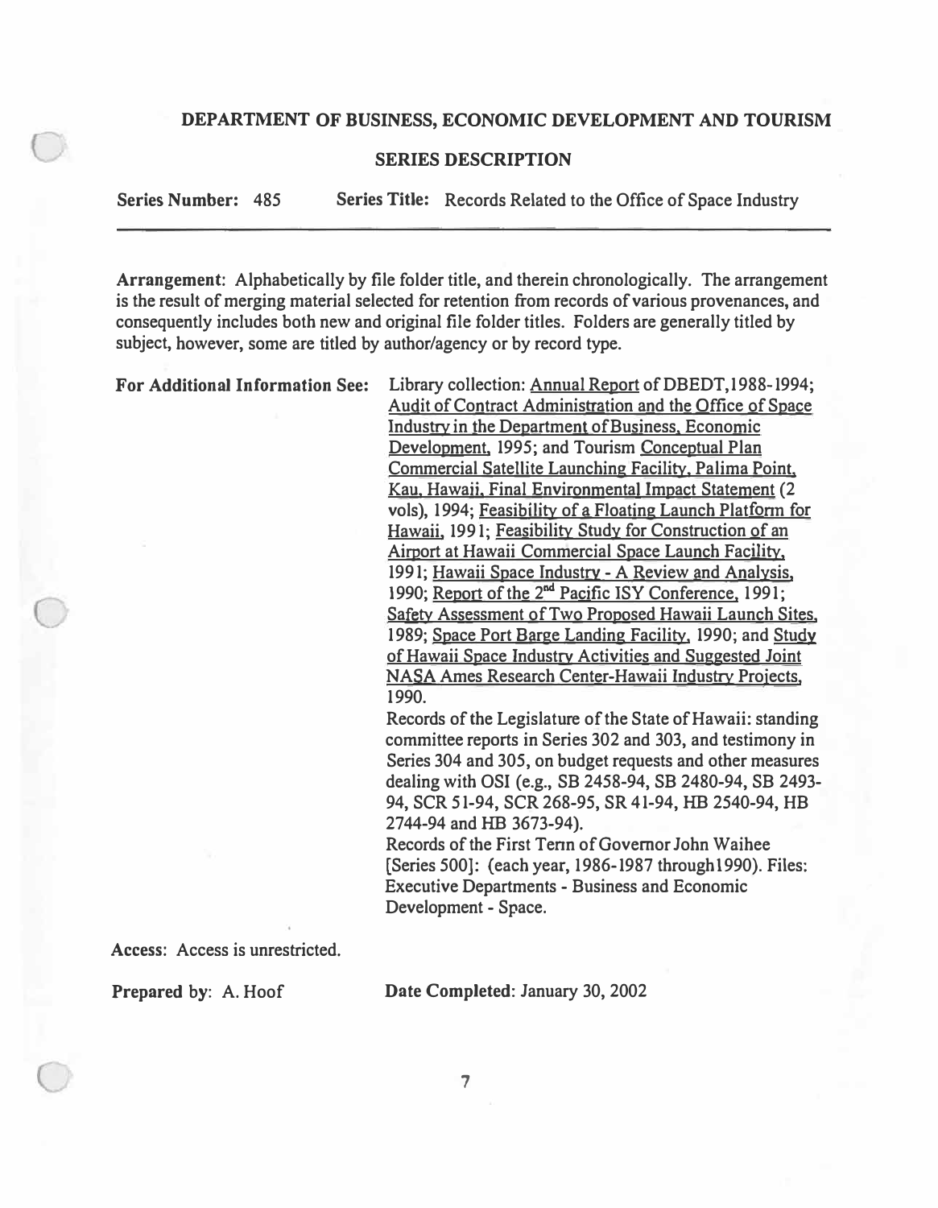## DEPARTMENT OF BUSINESS, ECONOMIC DEVELOPMENT AND TOURISM

### SERIES DESCRIPTION

**Series Number:** 485 **Series Title:** Records Related to the Office of Space Industry

---

**Arrangement:** Alphabetically by file folder title, and therein chronologically. The arrangement is the result of merging material selected for retention from records of various provenances, and consequently includes both new and original file folder titles. Folders are generally titled by subject, however, some are titled by author/agency or by record type.

**For Additional Information See:** Library collection: Annual Report of DBEDT, 1988-1994; Audit of Contract Administration and the Office of Space Industry in the Department of Business, Economic Development, 1995; and Tourism Conceptual Plan Commercial Satellite Launching Facility, Palima Point, Kau, Hawaii, Final Environmental Impact Statement (2 vols), 1994; Feasibility of a Floating Launch Platform for Hawaii, 1991; Feasibility Study for Construction of an Airport at Hawaii Commercial Space Launch Facility, 1991; Hawaii Space Industry - A Review and Analysis, 1990; Report of the 2nd Pacific ISY Conference, 1991; Safety Assessment of Two Proposed Hawaii Launch Sites, 1989; Space Port Barge Landing Facility, 1990; and Study of Hawaii Space Industry Activities and Suggested Joint NASA Ames Research Center-Hawaii Industry Projects, 1990.

Records of the Legislature of the State of Hawaii: standing committee reports in Series 302 and 303, and testimony in Series 304 and 305, on budget requests and other measures dealing with OSI (e.g., SB 2458-94, SB 2480-94, SB 2493-94, SCR 51-94, SCR 268-95, SR 41-94, HB 2540-94, HB 2744-94 and HB 3673-94).

Records of the First Term of Governor John Waihee [Series 500]: (each year, 1986-1987 through 1990). Files: Executive Departments - Business and Economic Development - Space.

**Access:** Access is unrestricted.

**Prepared by:** A. Hoof **Date Completed:** January 30, 2002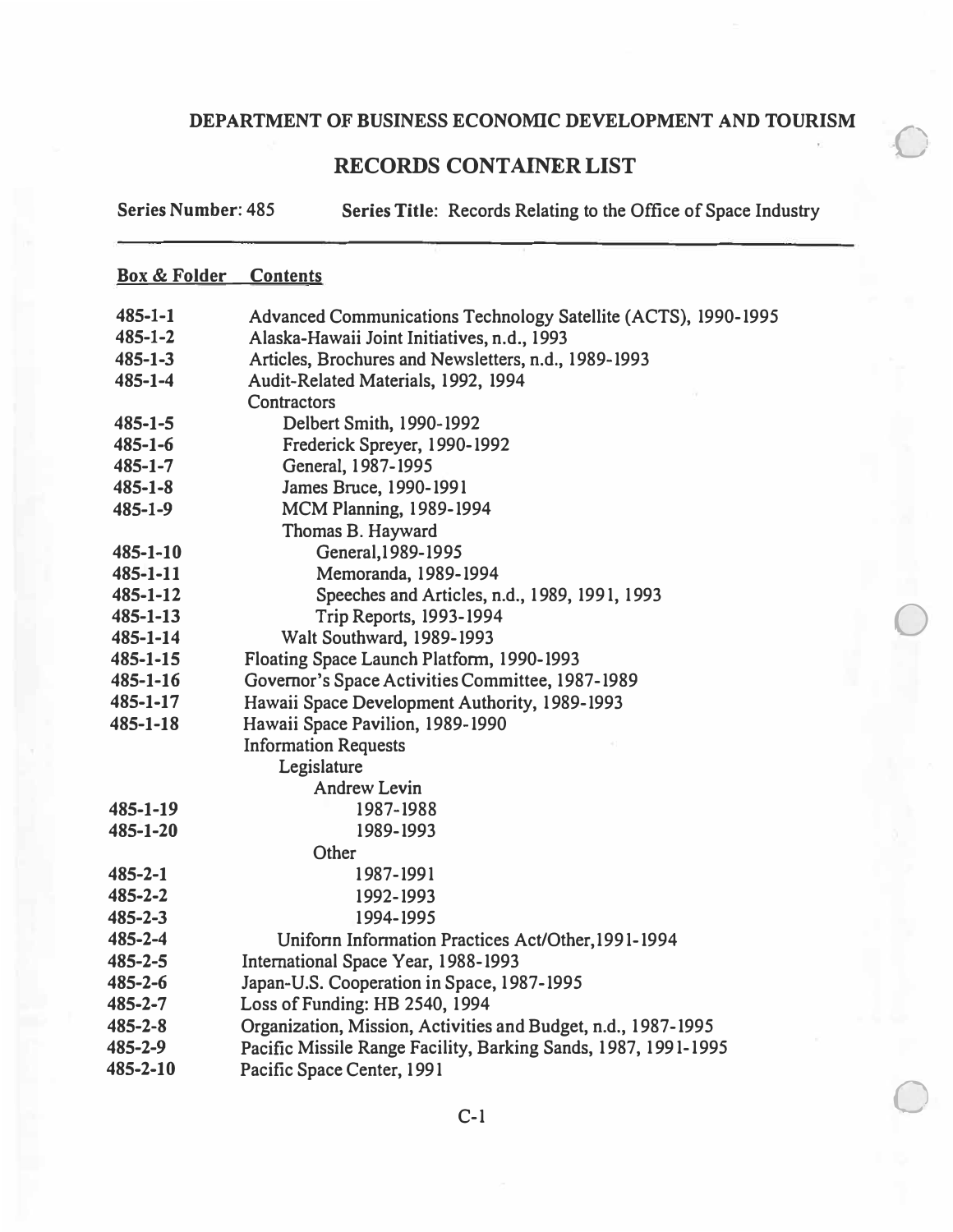## DEPARTMENT OF BUSINESS ECONOMIC DEVELOPMENT AND TOURISM

## RECORDS CONTAINER LIST

**Series Number:** 485 **Series Title:** Records Relating to the Office of Space Industry

| Box & Folder | Contents |
|---|---|
| 485-1-1 | Advanced Communications Technology Satellite (ACTS), 1990-1995 |
| 485-1-2 | Alaska-Hawaii Joint Initiatives, n.d., 1993 |
| 485-1-3 | Articles, Brochures and Newsletters, n.d., 1989-1993 |
| 485-1-4 | Audit-Related Materials, 1992, 1994 |
| | Contractors |
| 485-1-5 | &nbsp;&nbsp;&nbsp;&nbsp;Delbert Smith, 1990-1992 |
| 485-1-6 | &nbsp;&nbsp;&nbsp;&nbsp;Frederick Spreyer, 1990-1992 |
| 485-1-7 | &nbsp;&nbsp;&nbsp;&nbsp;General, 1987-1995 |
| 485-1-8 | &nbsp;&nbsp;&nbsp;&nbsp;James Bruce, 1990-1991 |
| 485-1-9 | &nbsp;&nbsp;&nbsp;&nbsp;MCM Planning, 1989-1994 |
| | &nbsp;&nbsp;&nbsp;&nbsp;Thomas B. Hayward |
| 485-1-10 | &nbsp;&nbsp;&nbsp;&nbsp;&nbsp;&nbsp;&nbsp;&nbsp;General,1989-1995 |
| 485-1-11 | &nbsp;&nbsp;&nbsp;&nbsp;&nbsp;&nbsp;&nbsp;&nbsp;Memoranda, 1989-1994 |
| 485-1-12 | &nbsp;&nbsp;&nbsp;&nbsp;&nbsp;&nbsp;&nbsp;&nbsp;Speeches and Articles, n.d., 1989, 1991, 1993 |
| 485-1-13 | &nbsp;&nbsp;&nbsp;&nbsp;&nbsp;&nbsp;&nbsp;&nbsp;Trip Reports, 1993-1994 |
| 485-1-14 | &nbsp;&nbsp;&nbsp;&nbsp;Walt Southward, 1989-1993 |
| 485-1-15 | Floating Space Launch Platform, 1990-1993 |
| 485-1-16 | Governor's Space Activities Committee, 1987-1989 |
| 485-1-17 | Hawaii Space Development Authority, 1989-1993 |
| 485-1-18 | Hawaii Space Pavilion, 1989-1990 |
| | Information Requests |
| | &nbsp;&nbsp;&nbsp;&nbsp;Legislature |
| | &nbsp;&nbsp;&nbsp;&nbsp;&nbsp;&nbsp;&nbsp;&nbsp;Andrew Levin |
| 485-1-19 | &nbsp;&nbsp;&nbsp;&nbsp;&nbsp;&nbsp;&nbsp;&nbsp;&nbsp;&nbsp;&nbsp;&nbsp;1987-1988 |
| 485-1-20 | &nbsp;&nbsp;&nbsp;&nbsp;&nbsp;&nbsp;&nbsp;&nbsp;&nbsp;&nbsp;&nbsp;&nbsp;1989-1993 |
| | &nbsp;&nbsp;&nbsp;&nbsp;&nbsp;&nbsp;&nbsp;&nbsp;Other |
| 485-2-1 | &nbsp;&nbsp;&nbsp;&nbsp;&nbsp;&nbsp;&nbsp;&nbsp;&nbsp;&nbsp;&nbsp;&nbsp;1987-1991 |
| 485-2-2 | &nbsp;&nbsp;&nbsp;&nbsp;&nbsp;&nbsp;&nbsp;&nbsp;&nbsp;&nbsp;&nbsp;&nbsp;1992-1993 |
| 485-2-3 | &nbsp;&nbsp;&nbsp;&nbsp;&nbsp;&nbsp;&nbsp;&nbsp;&nbsp;&nbsp;&nbsp;&nbsp;1994-1995 |
| 485-2-4 | &nbsp;&nbsp;&nbsp;&nbsp;Uniform Information Practices Act/Other,1991-1994 |
| 485-2-5 | International Space Year, 1988-1993 |
| 485-2-6 | Japan-U.S. Cooperation in Space, 1987-1995 |
| 485-2-7 | Loss of Funding: HB 2540, 1994 |
| 485-2-8 | Organization, Mission, Activities and Budget, n.d., 1987-1995 |
| 485-2-9 | Pacific Missile Range Facility, Barking Sands, 1987, 1991-1995 |
| 485-2-10 | Pacific Space Center, 1991 |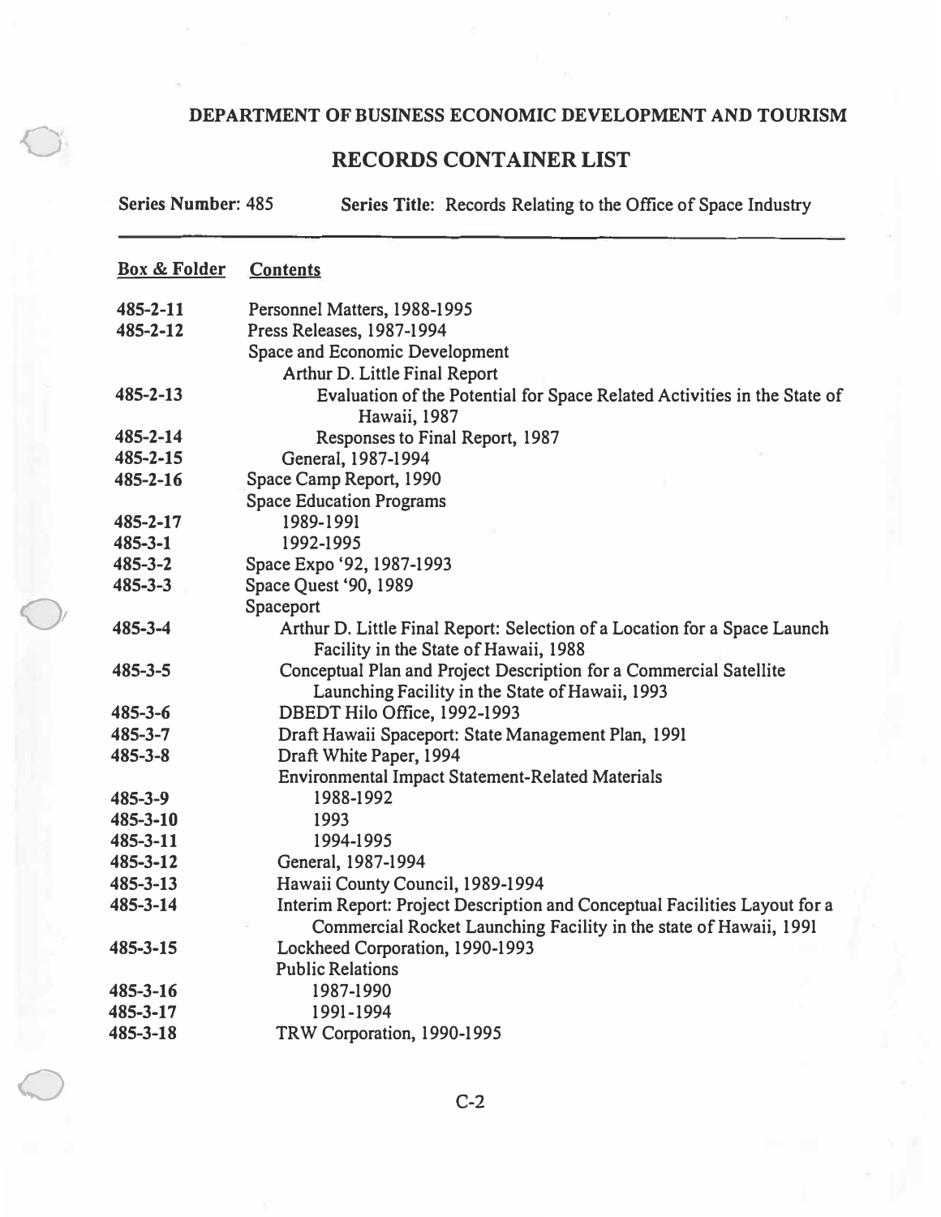## DEPARTMENT OF BUSINESS ECONOMIC DEVELOPMENT AND TOURISM

## RECORDS CONTAINER LIST

**Series Number:** 485 **Series Title:** Records Relating to the Office of Space Industry

| Box & Folder | Contents |
|---|---|
| 485-2-11 | Personnel Matters, 1988-1995 |
| 485-2-12 | Press Releases, 1987-1994 |
| | Space and Economic Development |
| | Arthur D. Little Final Report |
| 485-2-13 | Evaluation of the Potential for Space Related Activities in the State of Hawaii, 1987 |
| 485-2-14 | Responses to Final Report, 1987 |
| 485-2-15 | General, 1987-1994 |
| 485-2-16 | Space Camp Report, 1990 |
| | Space Education Programs |
| 485-2-17 | 1989-1991 |
| 485-3-1 | 1992-1995 |
| 485-3-2 | Space Expo '92, 1987-1993 |
| 485-3-3 | Space Quest '90, 1989 |
| | Spaceport |
| 485-3-4 | Arthur D. Little Final Report: Selection of a Location for a Space Launch Facility in the State of Hawaii, 1988 |
| 485-3-5 | Conceptual Plan and Project Description for a Commercial Satellite Launching Facility in the State of Hawaii, 1993 |
| 485-3-6 | DBEDT Hilo Office, 1992-1993 |
| 485-3-7 | Draft Hawaii Spaceport: State Management Plan, 1991 |
| 485-3-8 | Draft White Paper, 1994 |
| | Environmental Impact Statement-Related Materials |
| 485-3-9 | 1988-1992 |
| 485-3-10 | 1993 |
| 485-3-11 | 1994-1995 |
| 485-3-12 | General, 1987-1994 |
| 485-3-13 | Hawaii County Council, 1989-1994 |
| 485-3-14 | Interim Report: Project Description and Conceptual Facilities Layout for a Commercial Rocket Launching Facility in the state of Hawaii, 1991 |
| 485-3-15 | Lockheed Corporation, 1990-1993 |
| | Public Relations |
| 485-3-16 | 1987-1990 |
| 485-3-17 | 1991-1994 |
| 485-3-18 | TRW Corporation, 1990-1995 |

C-2